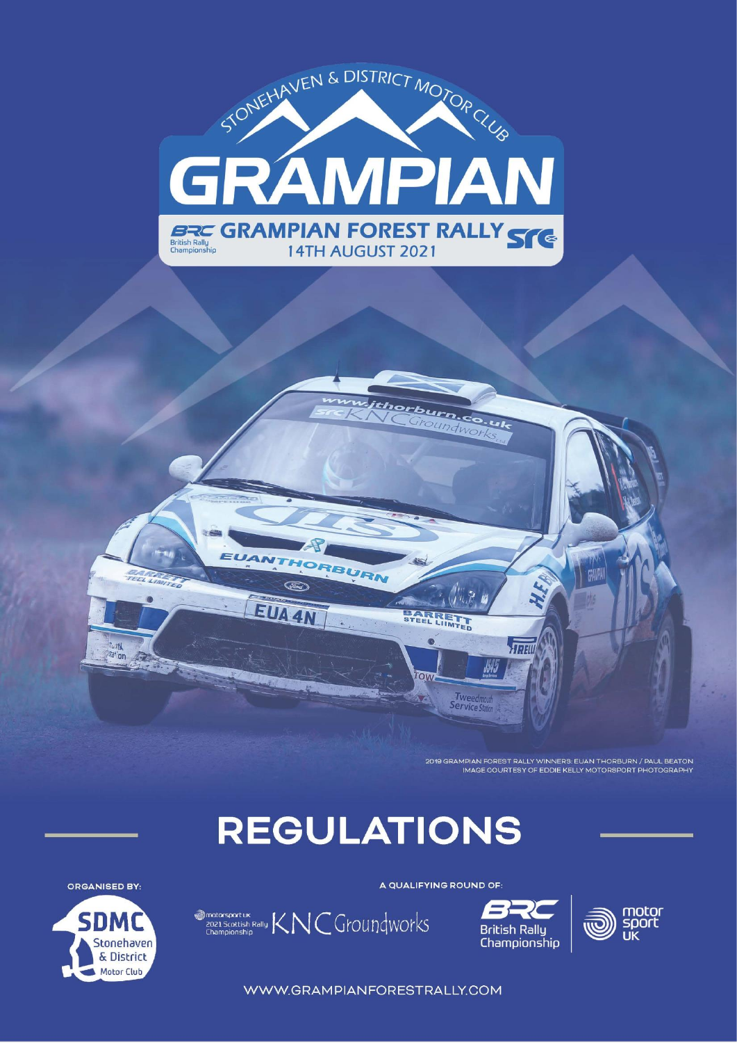# STONEHAVEN & DISTRICT MOTOR CLUB

# GRAMPIAN

## BRC GRAMPIAN FOREST RALLY

### 14TH AUGUST 2021

2019 GRAMPIAN FOREST RALLY WINNERS: EUAN THORBURN / PAUL BEATON
IMAGE COURTESY OF EDDIE KELLY MOTORSPORT PHOTOGRAPHY

# REGULATIONS

ORGANISED BY:

SDMC Stonehaven & District Motor Club

A QUALIFYING ROUND OF:

motorsport UK 2021 Scottish Rally Championship — KNC Groundworks

BRC British Rally Championship

motor sport UK

WWW.GRAMPIANFORESTRALLY.COM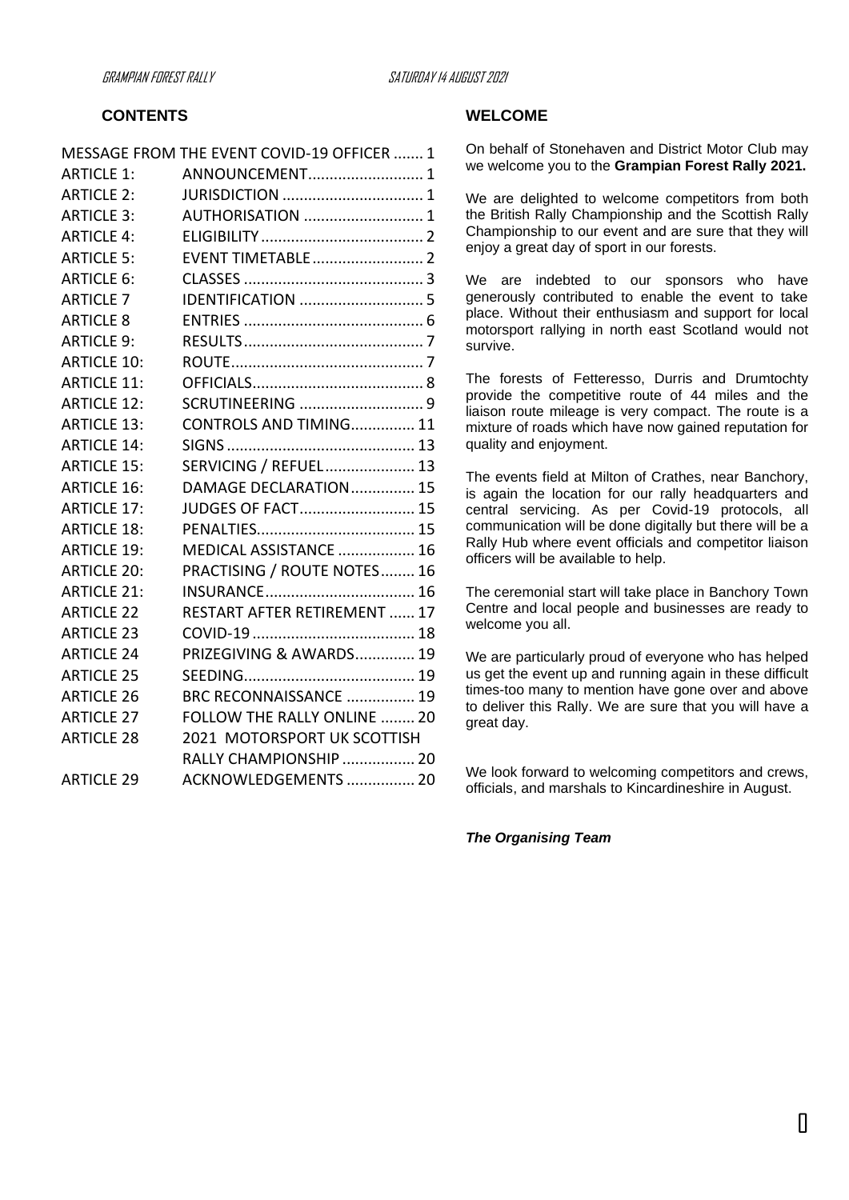## CONTENTS

| | | |
|---|---|---|
| MESSAGE FROM THE EVENT COVID-19 OFFICER | | 1 |
| ARTICLE 1: | ANNOUNCEMENT | 1 |
| ARTICLE 2: | JURISDICTION | 1 |
| ARTICLE 3: | AUTHORISATION | 1 |
| ARTICLE 4: | ELIGIBILITY | 2 |
| ARTICLE 5: | EVENT TIMETABLE | 2 |
| ARTICLE 6: | CLASSES | 3 |
| ARTICLE 7 | IDENTIFICATION | 5 |
| ARTICLE 8 | ENTRIES | 6 |
| ARTICLE 9: | RESULTS | 7 |
| ARTICLE 10: | ROUTE | 7 |
| ARTICLE 11: | OFFICIALS | 8 |
| ARTICLE 12: | SCRUTINEERING | 9 |
| ARTICLE 13: | CONTROLS AND TIMING | 11 |
| ARTICLE 14: | SIGNS | 13 |
| ARTICLE 15: | SERVICING / REFUEL | 13 |
| ARTICLE 16: | DAMAGE DECLARATION | 15 |
| ARTICLE 17: | JUDGES OF FACT | 15 |
| ARTICLE 18: | PENALTIES | 15 |
| ARTICLE 19: | MEDICAL ASSISTANCE | 16 |
| ARTICLE 20: | PRACTISING / ROUTE NOTES | 16 |
| ARTICLE 21: | INSURANCE | 16 |
| ARTICLE 22 | RESTART AFTER RETIREMENT | 17 |
| ARTICLE 23 | COVID-19 | 18 |
| ARTICLE 24 | PRIZEGIVING & AWARDS | 19 |
| ARTICLE 25 | SEEDING | 19 |
| ARTICLE 26 | BRC RECONNAISSANCE | 19 |
| ARTICLE 27 | FOLLOW THE RALLY ONLINE | 20 |
| ARTICLE 28 | 2021 MOTORSPORT UK SCOTTISH RALLY CHAMPIONSHIP | 20 |
| ARTICLE 29 | ACKNOWLEDGEMENTS | 20 |

## WELCOME

On behalf of Stonehaven and District Motor Club may we welcome you to the **Grampian Forest Rally 2021.**

We are delighted to welcome competitors from both the British Rally Championship and the Scottish Rally Championship to our event and are sure that they will enjoy a great day of sport in our forests.

We are indebted to our sponsors who have generously contributed to enable the event to take place. Without their enthusiasm and support for local motorsport rallying in north east Scotland would not survive.

The forests of Fetteresso, Durris and Drumtochty provide the competitive route of 44 miles and the liaison route mileage is very compact. The route is a mixture of roads which have now gained reputation for quality and enjoyment.

The events field at Milton of Crathes, near Banchory, is again the location for our rally headquarters and central servicing. As per Covid-19 protocols, all communication will be done digitally but there will be a Rally Hub where event officials and competitor liaison officers will be available to help.

The ceremonial start will take place in Banchory Town Centre and local people and businesses are ready to welcome you all.

We are particularly proud of everyone who has helped us get the event up and running again in these difficult times-too many to mention have gone over and above to deliver this Rally. We are sure that you will have a great day.

We look forward to welcoming competitors and crews, officials, and marshals to Kincardineshire in August.

***The Organising Team***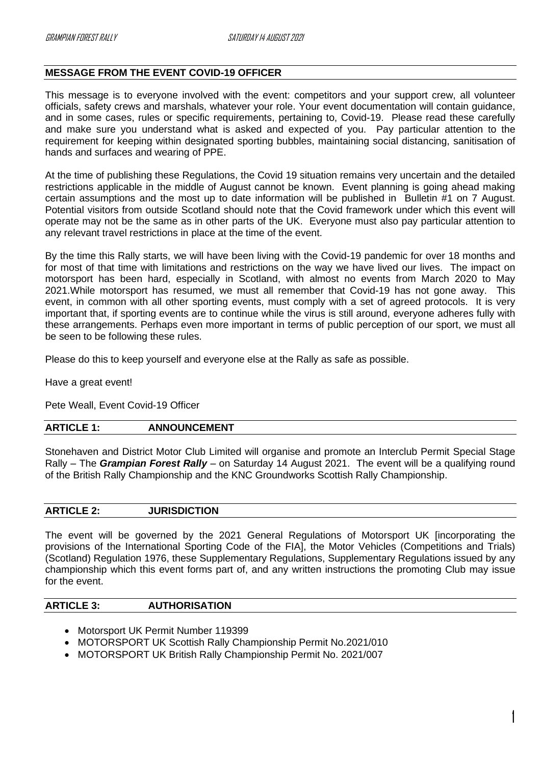## MESSAGE FROM THE EVENT COVID-19 OFFICER

This message is to everyone involved with the event: competitors and your support crew, all volunteer officials, safety crews and marshals, whatever your role. Your event documentation will contain guidance, and in some cases, rules or specific requirements, pertaining to, Covid-19. Please read these carefully and make sure you understand what is asked and expected of you. Pay particular attention to the requirement for keeping within designated sporting bubbles, maintaining social distancing, sanitisation of hands and surfaces and wearing of PPE.

At the time of publishing these Regulations, the Covid 19 situation remains very uncertain and the detailed restrictions applicable in the middle of August cannot be known. Event planning is going ahead making certain assumptions and the most up to date information will be published in Bulletin #1 on 7 August. Potential visitors from outside Scotland should note that the Covid framework under which this event will operate may not be the same as in other parts of the UK. Everyone must also pay particular attention to any relevant travel restrictions in place at the time of the event.

By the time this Rally starts, we will have been living with the Covid-19 pandemic for over 18 months and for most of that time with limitations and restrictions on the way we have lived our lives. The impact on motorsport has been hard, especially in Scotland, with almost no events from March 2020 to May 2021.While motorsport has resumed, we must all remember that Covid-19 has not gone away. This event, in common with all other sporting events, must comply with a set of agreed protocols. It is very important that, if sporting events are to continue while the virus is still around, everyone adheres fully with these arrangements. Perhaps even more important in terms of public perception of our sport, we must all be seen to be following these rules.

Please do this to keep yourself and everyone else at the Rally as safe as possible.

Have a great event!

Pete Weall, Event Covid-19 Officer

## ARTICLE 1: ANNOUNCEMENT

Stonehaven and District Motor Club Limited will organise and promote an Interclub Permit Special Stage Rally – The ***Grampian Forest Rally*** – on Saturday 14 August 2021. The event will be a qualifying round of the British Rally Championship and the KNC Groundworks Scottish Rally Championship.

## ARTICLE 2: JURISDICTION

The event will be governed by the 2021 General Regulations of Motorsport UK [incorporating the provisions of the International Sporting Code of the FIA], the Motor Vehicles (Competitions and Trials) (Scotland) Regulation 1976, these Supplementary Regulations, Supplementary Regulations issued by any championship which this event forms part of, and any written instructions the promoting Club may issue for the event.

## ARTICLE 3: AUTHORISATION

- Motorsport UK Permit Number 119399
- MOTORSPORT UK Scottish Rally Championship Permit No.2021/010
- MOTORSPORT UK British Rally Championship Permit No. 2021/007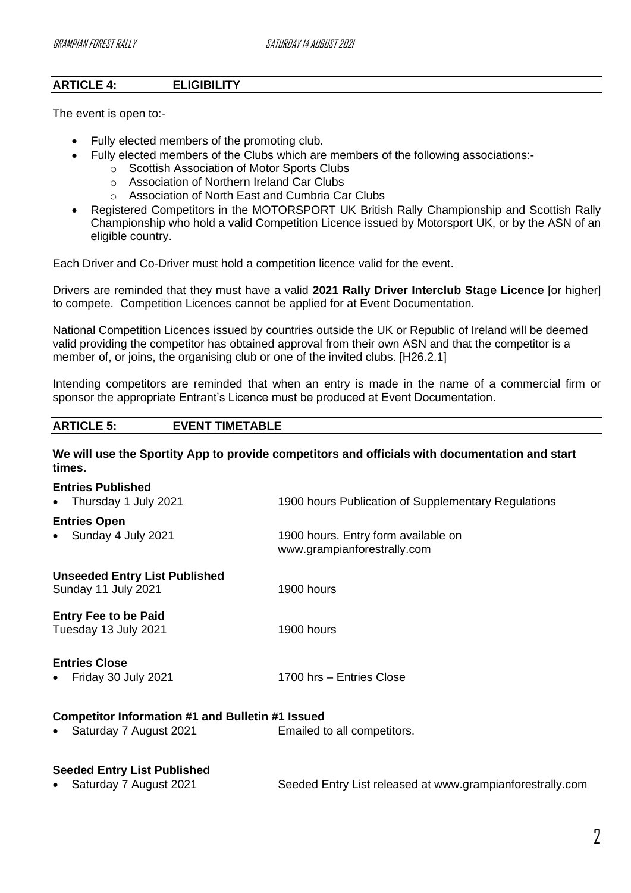## ARTICLE 4: ELIGIBILITY

The event is open to:-

- Fully elected members of the promoting club.
- Fully elected members of the Clubs which are members of the following associations:-
  - Scottish Association of Motor Sports Clubs
  - Association of Northern Ireland Car Clubs
  - Association of North East and Cumbria Car Clubs
- Registered Competitors in the MOTORSPORT UK British Rally Championship and Scottish Rally Championship who hold a valid Competition Licence issued by Motorsport UK, or by the ASN of an eligible country.

Each Driver and Co-Driver must hold a competition licence valid for the event.

Drivers are reminded that they must have a valid **2021 Rally Driver Interclub Stage Licence** [or higher] to compete. Competition Licences cannot be applied for at Event Documentation.

National Competition Licences issued by countries outside the UK or Republic of Ireland will be deemed valid providing the competitor has obtained approval from their own ASN and that the competitor is a member of, or joins, the organising club or one of the invited clubs. [H26.2.1]

Intending competitors are reminded that when an entry is made in the name of a commercial firm or sponsor the appropriate Entrant's Licence must be produced at Event Documentation.

## ARTICLE 5: EVENT TIMETABLE

**We will use the Sportity App to provide competitors and officials with documentation and start times.**

**Entries Published**
- Thursday 1 July 2021 — 1900 hours Publication of Supplementary Regulations

**Entries Open**
- Sunday 4 July 2021 — 1900 hours. Entry form available on www.grampianforestrally.com

**Unseeded Entry List Published**
Sunday 11 July 2021 — 1900 hours

**Entry Fee to be Paid**
Tuesday 13 July 2021 — 1900 hours

**Entries Close**
- Friday 30 July 2021 — 1700 hrs – Entries Close

**Competitor Information #1 and Bulletin #1 Issued**
- Saturday 7 August 2021 — Emailed to all competitors.

**Seeded Entry List Published**
- Saturday 7 August 2021 — Seeded Entry List released at www.grampianforestrally.com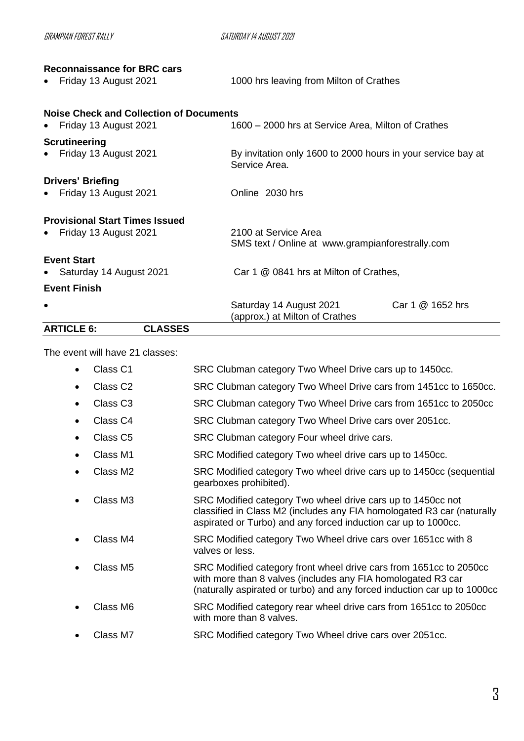**Reconnaissance for BRC cars**

- Friday 13 August 2021 — 1000 hrs leaving from Milton of Crathes

**Noise Check and Collection of Documents**

- Friday 13 August 2021 — 1600 – 2000 hrs at Service Area, Milton of Crathes

**Scrutineering**

- Friday 13 August 2021 — By invitation only 1600 to 2000 hours in your service bay at Service Area.

**Drivers' Briefing**

- Friday 13 August 2021 — Online 2030 hrs

**Provisional Start Times Issued**

- Friday 13 August 2021 — 2100 at Service Area
  SMS text / Online at www.grampianforestrally.com

**Event Start**

- Saturday 14 August 2021 — Car 1 @ 0841 hrs at Milton of Crathes,

**Event Finish**

- Saturday 14 August 2021 (approx.) at Milton of Crathes — Car 1 @ 1652 hrs

## ARTICLE 6: CLASSES

The event will have 21 classes:

- Class C1 — SRC Clubman category Two Wheel Drive cars up to 1450cc.
- Class C2 — SRC Clubman category Two Wheel Drive cars from 1451cc to 1650cc.
- Class C3 — SRC Clubman category Two Wheel Drive cars from 1651cc to 2050cc
- Class C4 — SRC Clubman category Two Wheel Drive cars over 2051cc.
- Class C5 — SRC Clubman category Four wheel drive cars.
- Class M1 — SRC Modified category Two wheel drive cars up to 1450cc.
- Class M2 — SRC Modified category Two wheel drive cars up to 1450cc (sequential gearboxes prohibited).
- Class M3 — SRC Modified category Two wheel drive cars up to 1450cc not classified in Class M2 (includes any FIA homologated R3 car (naturally aspirated or Turbo) and any forced induction car up to 1000cc.
- Class M4 — SRC Modified category Two Wheel drive cars over 1651cc with 8 valves or less.
- Class M5 — SRC Modified category front wheel drive cars from 1651cc to 2050cc with more than 8 valves (includes any FIA homologated R3 car (naturally aspirated or turbo) and any forced induction car up to 1000cc
- Class M6 — SRC Modified category rear wheel drive cars from 1651cc to 2050cc with more than 8 valves.
- Class M7 — SRC Modified category Two Wheel drive cars over 2051cc.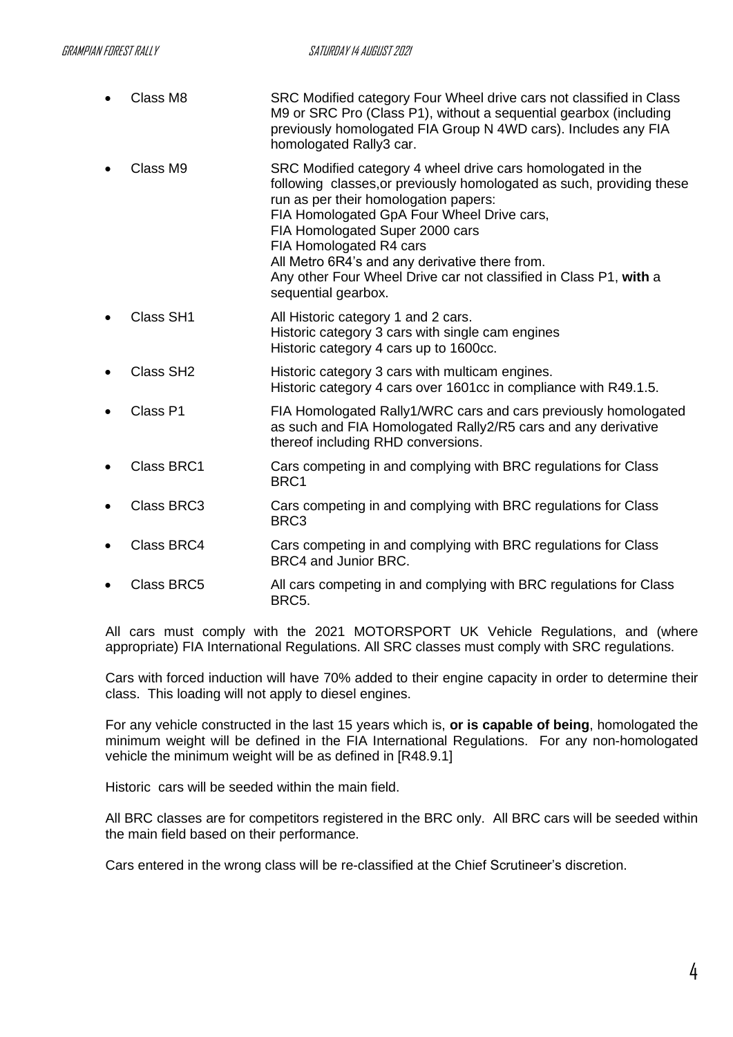- Class M8 — SRC Modified category Four Wheel drive cars not classified in Class M9 or SRC Pro (Class P1), without a sequential gearbox (including previously homologated FIA Group N 4WD cars). Includes any FIA homologated Rally3 car.
- Class M9 — SRC Modified category 4 wheel drive cars homologated in the following classes,or previously homologated as such, providing these run as per their homologation papers:
  FIA Homologated GpA Four Wheel Drive cars,
  FIA Homologated Super 2000 cars
  FIA Homologated R4 cars
  All Metro 6R4's and any derivative there from.
  Any other Four Wheel Drive car not classified in Class P1, **with** a sequential gearbox.
- Class SH1 — All Historic category 1 and 2 cars.
  Historic category 3 cars with single cam engines
  Historic category 4 cars up to 1600cc.
- Class SH2 — Historic category 3 cars with multicam engines.
  Historic category 4 cars over 1601cc in compliance with R49.1.5.
- Class P1 — FIA Homologated Rally1/WRC cars and cars previously homologated as such and FIA Homologated Rally2/R5 cars and any derivative thereof including RHD conversions.
- Class BRC1 — Cars competing in and complying with BRC regulations for Class BRC1
- Class BRC3 — Cars competing in and complying with BRC regulations for Class BRC3
- Class BRC4 — Cars competing in and complying with BRC regulations for Class BRC4 and Junior BRC.
- Class BRC5 — All cars competing in and complying with BRC regulations for Class BRC5.

All cars must comply with the 2021 MOTORSPORT UK Vehicle Regulations, and (where appropriate) FIA International Regulations. All SRC classes must comply with SRC regulations.

Cars with forced induction will have 70% added to their engine capacity in order to determine their class. This loading will not apply to diesel engines.

For any vehicle constructed in the last 15 years which is, **or is capable of being**, homologated the minimum weight will be defined in the FIA International Regulations. For any non-homologated vehicle the minimum weight will be as defined in [R48.9.1]

Historic cars will be seeded within the main field.

All BRC classes are for competitors registered in the BRC only. All BRC cars will be seeded within the main field based on their performance.

Cars entered in the wrong class will be re-classified at the Chief Scrutineer's discretion.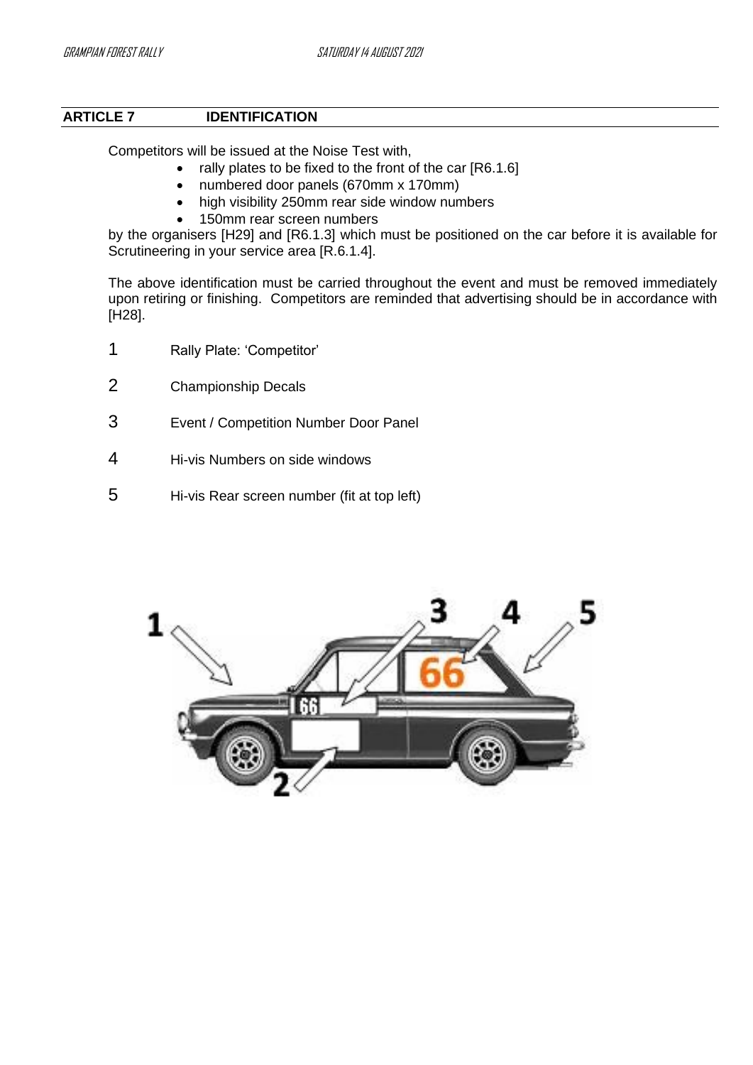## ARTICLE 7 IDENTIFICATION

Competitors will be issued at the Noise Test with,

- rally plates to be fixed to the front of the car [R6.1.6]
- numbered door panels (670mm x 170mm)
- high visibility 250mm rear side window numbers
- 150mm rear screen numbers

by the organisers [H29] and [R6.1.3] which must be positioned on the car before it is available for Scrutineering in your service area [R.6.1.4].

The above identification must be carried throughout the event and must be removed immediately upon retiring or finishing. Competitors are reminded that advertising should be in accordance with [H28].

1 Rally Plate: 'Competitor'

2 Championship Decals

3 Event / Competition Number Door Panel

4 Hi-vis Numbers on side windows

5 Hi-vis Rear screen number (fit at top left)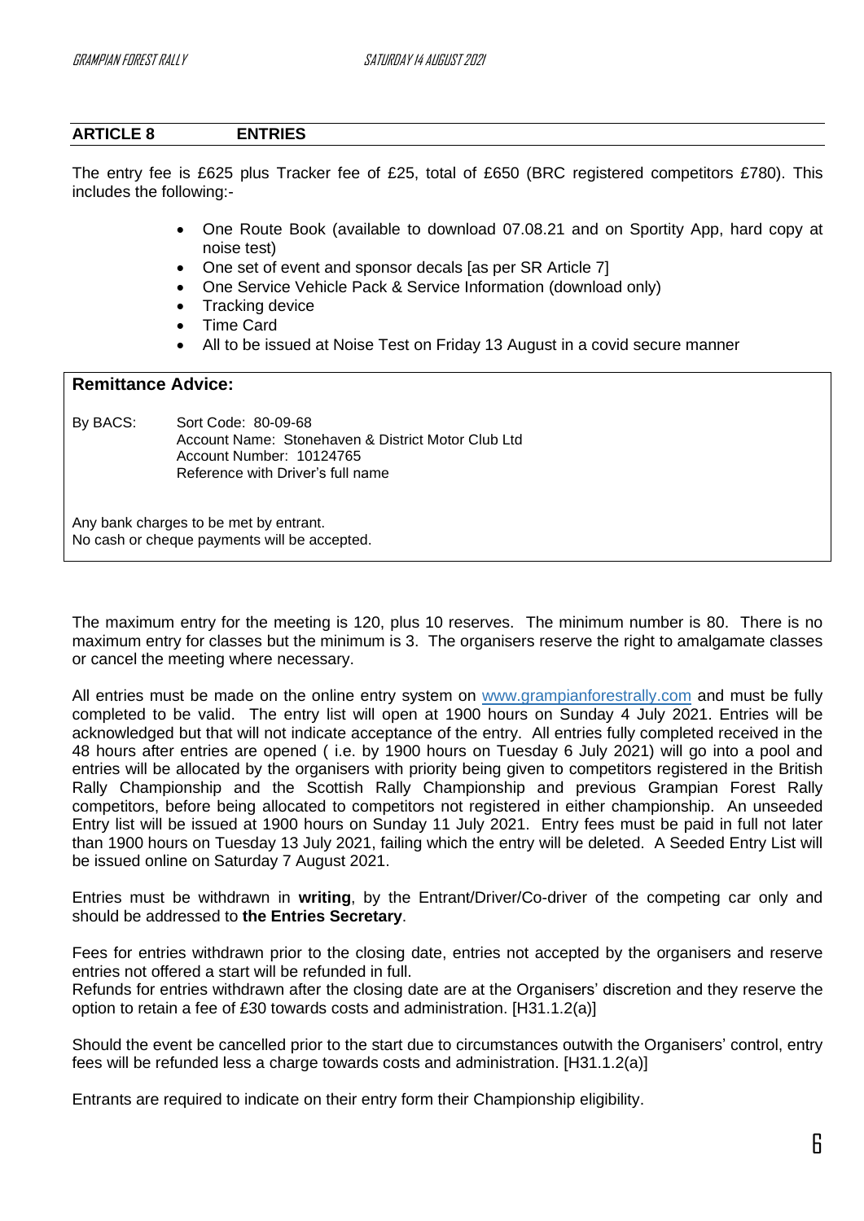## ARTICLE 8 ENTRIES

The entry fee is £625 plus Tracker fee of £25, total of £650 (BRC registered competitors £780). This includes the following:-

- One Route Book (available to download 07.08.21 and on Sportity App, hard copy at noise test)
- One set of event and sponsor decals [as per SR Article 7]
- One Service Vehicle Pack & Service Information (download only)
- Tracking device
- Time Card
- All to be issued at Noise Test on Friday 13 August in a covid secure manner

**Remittance Advice:**

By BACS: Sort Code: 80-09-68
Account Name: Stonehaven & District Motor Club Ltd
Account Number: 10124765
Reference with Driver's full name

Any bank charges to be met by entrant.
No cash or cheque payments will be accepted.

The maximum entry for the meeting is 120, plus 10 reserves. The minimum number is 80. There is no maximum entry for classes but the minimum is 3. The organisers reserve the right to amalgamate classes or cancel the meeting where necessary.

All entries must be made on the online entry system on www.grampianforestrally.com and must be fully completed to be valid. The entry list will open at 1900 hours on Sunday 4 July 2021. Entries will be acknowledged but that will not indicate acceptance of the entry. All entries fully completed received in the 48 hours after entries are opened ( i.e. by 1900 hours on Tuesday 6 July 2021) will go into a pool and entries will be allocated by the organisers with priority being given to competitors registered in the British Rally Championship and the Scottish Rally Championship and previous Grampian Forest Rally competitors, before being allocated to competitors not registered in either championship. An unseeded Entry list will be issued at 1900 hours on Sunday 11 July 2021. Entry fees must be paid in full not later than 1900 hours on Tuesday 13 July 2021, failing which the entry will be deleted. A Seeded Entry List will be issued online on Saturday 7 August 2021.

Entries must be withdrawn in **writing**, by the Entrant/Driver/Co-driver of the competing car only and should be addressed to **the Entries Secretary**.

Fees for entries withdrawn prior to the closing date, entries not accepted by the organisers and reserve entries not offered a start will be refunded in full.
Refunds for entries withdrawn after the closing date are at the Organisers' discretion and they reserve the option to retain a fee of £30 towards costs and administration. [H31.1.2(a)]

Should the event be cancelled prior to the start due to circumstances outwith the Organisers' control, entry fees will be refunded less a charge towards costs and administration. [H31.1.2(a)]

Entrants are required to indicate on their entry form their Championship eligibility.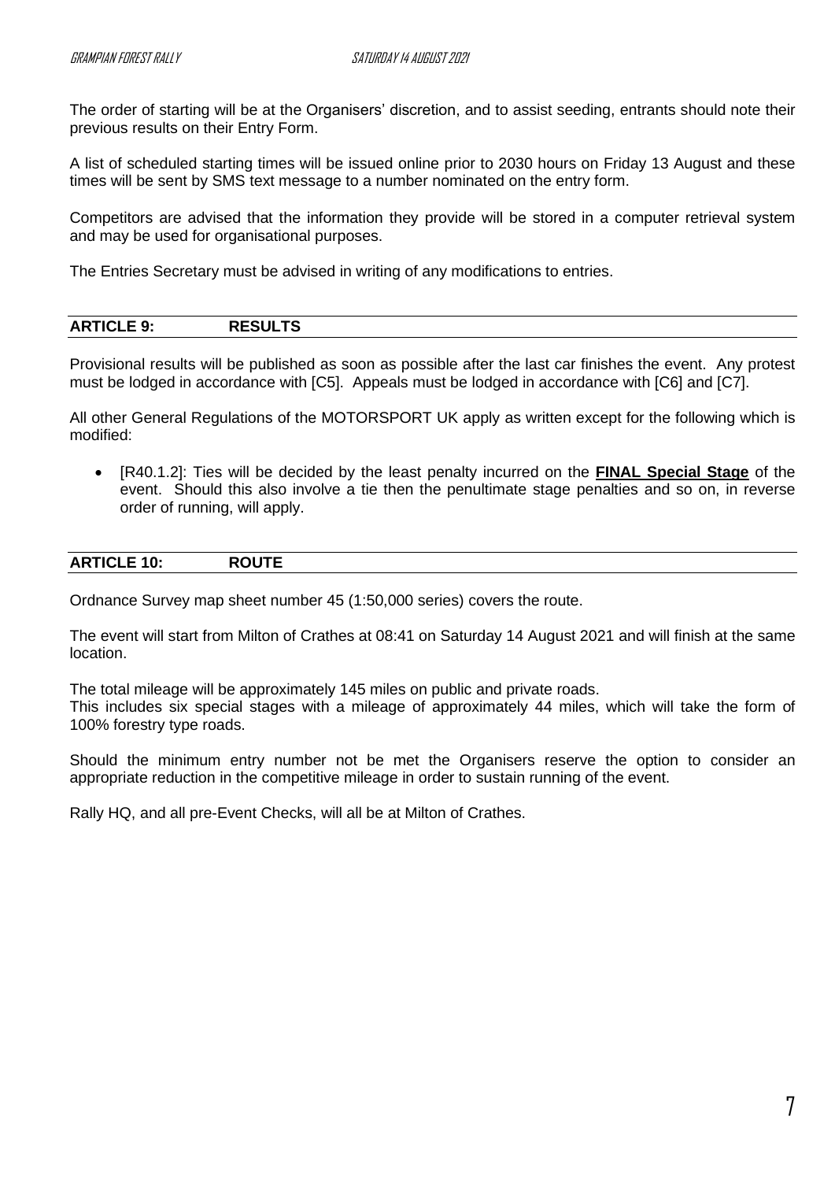The order of starting will be at the Organisers' discretion, and to assist seeding, entrants should note their previous results on their Entry Form.

A list of scheduled starting times will be issued online prior to 2030 hours on Friday 13 August and these times will be sent by SMS text message to a number nominated on the entry form.

Competitors are advised that the information they provide will be stored in a computer retrieval system and may be used for organisational purposes.

The Entries Secretary must be advised in writing of any modifications to entries.

## ARTICLE 9: RESULTS

Provisional results will be published as soon as possible after the last car finishes the event. Any protest must be lodged in accordance with [C5]. Appeals must be lodged in accordance with [C6] and [C7].

All other General Regulations of the MOTORSPORT UK apply as written except for the following which is modified:

- [R40.1.2]: Ties will be decided by the least penalty incurred on the **FINAL Special Stage** of the event. Should this also involve a tie then the penultimate stage penalties and so on, in reverse order of running, will apply.

## ARTICLE 10: ROUTE

Ordnance Survey map sheet number 45 (1:50,000 series) covers the route.

The event will start from Milton of Crathes at 08:41 on Saturday 14 August 2021 and will finish at the same location.

The total mileage will be approximately 145 miles on public and private roads.
This includes six special stages with a mileage of approximately 44 miles, which will take the form of 100% forestry type roads.

Should the minimum entry number not be met the Organisers reserve the option to consider an appropriate reduction in the competitive mileage in order to sustain running of the event.

Rally HQ, and all pre-Event Checks, will all be at Milton of Crathes.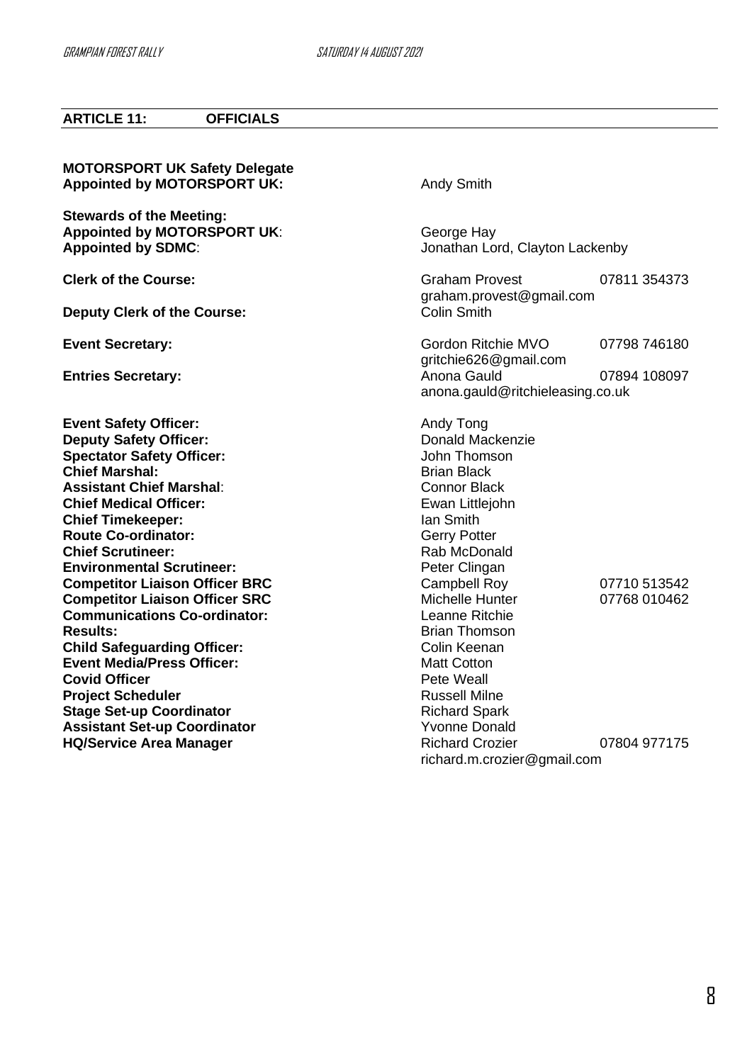## ARTICLE 11: OFFICIALS

| | | |
|---|---|---|
| **MOTORSPORT UK Safety Delegate Appointed by MOTORSPORT UK:** | Andy Smith | |
| **Stewards of the Meeting:** | | |
| **Appointed by MOTORSPORT UK**: | George Hay | |
| **Appointed by SDMC**: | Jonathan Lord, Clayton Lackenby | |
| **Clerk of the Course:** | Graham Provest<br>graham.provest@gmail.com | 07811 354373 |
| **Deputy Clerk of the Course:** | Colin Smith | |
| **Event Secretary:** | Gordon Ritchie MVO<br>gritchie626@gmail.com | 07798 746180 |
| **Entries Secretary:** | Anona Gauld<br>anona.gauld@ritchieleasing.co.uk | 07894 108097 |
| **Event Safety Officer:** | Andy Tong | |
| **Deputy Safety Officer:** | Donald Mackenzie | |
| **Spectator Safety Officer:** | John Thomson | |
| **Chief Marshal:** | Brian Black | |
| **Assistant Chief Marshal**: | Connor Black | |
| **Chief Medical Officer:** | Ewan Littlejohn | |
| **Chief Timekeeper:** | Ian Smith | |
| **Route Co-ordinator:** | Gerry Potter | |
| **Chief Scrutineer:** | Rab McDonald | |
| **Environmental Scrutineer:** | Peter Clingan | |
| **Competitor Liaison Officer BRC** | Campbell Roy | 07710 513542 |
| **Competitor Liaison Officer SRC** | Michelle Hunter | 07768 010462 |
| **Communications Co-ordinator:** | Leanne Ritchie | |
| **Results:** | Brian Thomson | |
| **Child Safeguarding Officer:** | Colin Keenan | |
| **Event Media/Press Officer:** | Matt Cotton | |
| **Covid Officer** | Pete Weall | |
| **Project Scheduler** | Russell Milne | |
| **Stage Set-up Coordinator** | Richard Spark | |
| **Assistant Set-up Coordinator** | Yvonne Donald | |
| **HQ/Service Area Manager** | Richard Crozier<br>richard.m.crozier@gmail.com | 07804 977175 |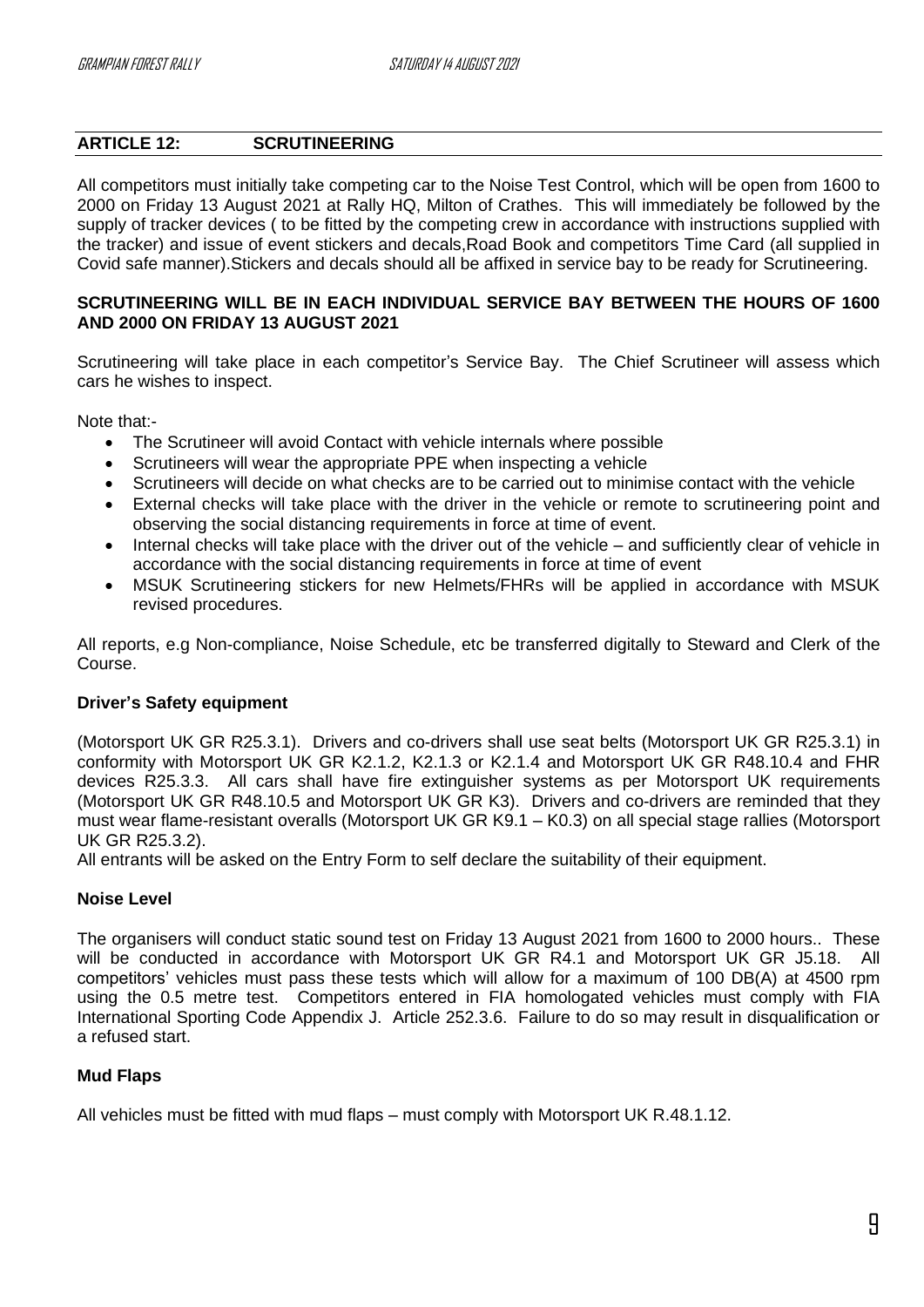## ARTICLE 12: SCRUTINEERING

All competitors must initially take competing car to the Noise Test Control, which will be open from 1600 to 2000 on Friday 13 August 2021 at Rally HQ, Milton of Crathes. This will immediately be followed by the supply of tracker devices ( to be fitted by the competing crew in accordance with instructions supplied with the tracker) and issue of event stickers and decals,Road Book and competitors Time Card (all supplied in Covid safe manner).Stickers and decals should all be affixed in service bay to be ready for Scrutineering.

**SCRUTINEERING WILL BE IN EACH INDIVIDUAL SERVICE BAY BETWEEN THE HOURS OF 1600 AND 2000 ON FRIDAY 13 AUGUST 2021**

Scrutineering will take place in each competitor's Service Bay. The Chief Scrutineer will assess which cars he wishes to inspect.

Note that:-

- The Scrutineer will avoid Contact with vehicle internals where possible
- Scrutineers will wear the appropriate PPE when inspecting a vehicle
- Scrutineers will decide on what checks are to be carried out to minimise contact with the vehicle
- External checks will take place with the driver in the vehicle or remote to scrutineering point and observing the social distancing requirements in force at time of event.
- Internal checks will take place with the driver out of the vehicle – and sufficiently clear of vehicle in accordance with the social distancing requirements in force at time of event
- MSUK Scrutineering stickers for new Helmets/FHRs will be applied in accordance with MSUK revised procedures.

All reports, e.g Non-compliance, Noise Schedule, etc be transferred digitally to Steward and Clerk of the Course.

### Driver's Safety equipment

(Motorsport UK GR R25.3.1). Drivers and co-drivers shall use seat belts (Motorsport UK GR R25.3.1) in conformity with Motorsport UK GR K2.1.2, K2.1.3 or K2.1.4 and Motorsport UK GR R48.10.4 and FHR devices R25.3.3. All cars shall have fire extinguisher systems as per Motorsport UK requirements (Motorsport UK GR R48.10.5 and Motorsport UK GR K3). Drivers and co-drivers are reminded that they must wear flame-resistant overalls (Motorsport UK GR K9.1 – K0.3) on all special stage rallies (Motorsport UK GR R25.3.2).

All entrants will be asked on the Entry Form to self declare the suitability of their equipment.

### Noise Level

The organisers will conduct static sound test on Friday 13 August 2021 from 1600 to 2000 hours.. These will be conducted in accordance with Motorsport UK GR R4.1 and Motorsport UK GR J5.18. All competitors' vehicles must pass these tests which will allow for a maximum of 100 DB(A) at 4500 rpm using the 0.5 metre test. Competitors entered in FIA homologated vehicles must comply with FIA International Sporting Code Appendix J. Article 252.3.6. Failure to do so may result in disqualification or a refused start.

### Mud Flaps

All vehicles must be fitted with mud flaps – must comply with Motorsport UK R.48.1.12.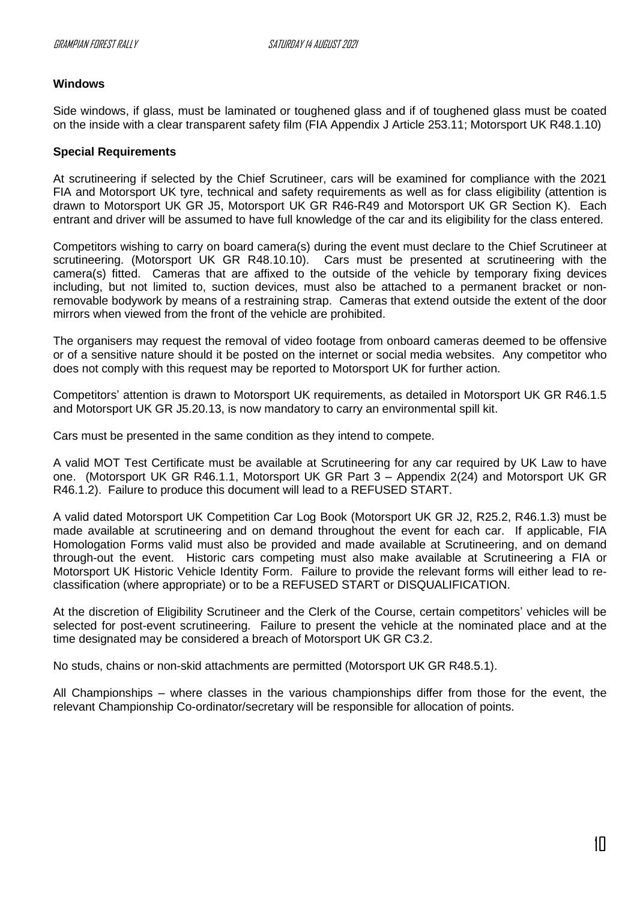**Windows**

Side windows, if glass, must be laminated or toughened glass and if of toughened glass must be coated on the inside with a clear transparent safety film (FIA Appendix J Article 253.11; Motorsport UK R48.1.10)

**Special Requirements**

At scrutineering if selected by the Chief Scrutineer, cars will be examined for compliance with the 2021 FIA and Motorsport UK tyre, technical and safety requirements as well as for class eligibility (attention is drawn to Motorsport UK GR J5, Motorsport UK GR R46-R49 and Motorsport UK GR Section K). Each entrant and driver will be assumed to have full knowledge of the car and its eligibility for the class entered.

Competitors wishing to carry on board camera(s) during the event must declare to the Chief Scrutineer at scrutineering. (Motorsport UK GR R48.10.10). Cars must be presented at scrutineering with the camera(s) fitted. Cameras that are affixed to the outside of the vehicle by temporary fixing devices including, but not limited to, suction devices, must also be attached to a permanent bracket or non-removable bodywork by means of a restraining strap. Cameras that extend outside the extent of the door mirrors when viewed from the front of the vehicle are prohibited.

The organisers may request the removal of video footage from onboard cameras deemed to be offensive or of a sensitive nature should it be posted on the internet or social media websites. Any competitor who does not comply with this request may be reported to Motorsport UK for further action.

Competitors' attention is drawn to Motorsport UK requirements, as detailed in Motorsport UK GR R46.1.5 and Motorsport UK GR J5.20.13, is now mandatory to carry an environmental spill kit.

Cars must be presented in the same condition as they intend to compete.

A valid MOT Test Certificate must be available at Scrutineering for any car required by UK Law to have one. (Motorsport UK GR R46.1.1, Motorsport UK GR Part 3 – Appendix 2(24) and Motorsport UK GR R46.1.2). Failure to produce this document will lead to a REFUSED START.

A valid dated Motorsport UK Competition Car Log Book (Motorsport UK GR J2, R25.2, R46.1.3) must be made available at scrutineering and on demand throughout the event for each car. If applicable, FIA Homologation Forms valid must also be provided and made available at Scrutineering, and on demand through-out the event. Historic cars competing must also make available at Scrutineering a FIA or Motorsport UK Historic Vehicle Identity Form. Failure to provide the relevant forms will either lead to re-classification (where appropriate) or to be a REFUSED START or DISQUALIFICATION.

At the discretion of Eligibility Scrutineer and the Clerk of the Course, certain competitors' vehicles will be selected for post-event scrutineering. Failure to present the vehicle at the nominated place and at the time designated may be considered a breach of Motorsport UK GR C3.2.

No studs, chains or non-skid attachments are permitted (Motorsport UK GR R48.5.1).

All Championships – where classes in the various championships differ from those for the event, the relevant Championship Co-ordinator/secretary will be responsible for allocation of points.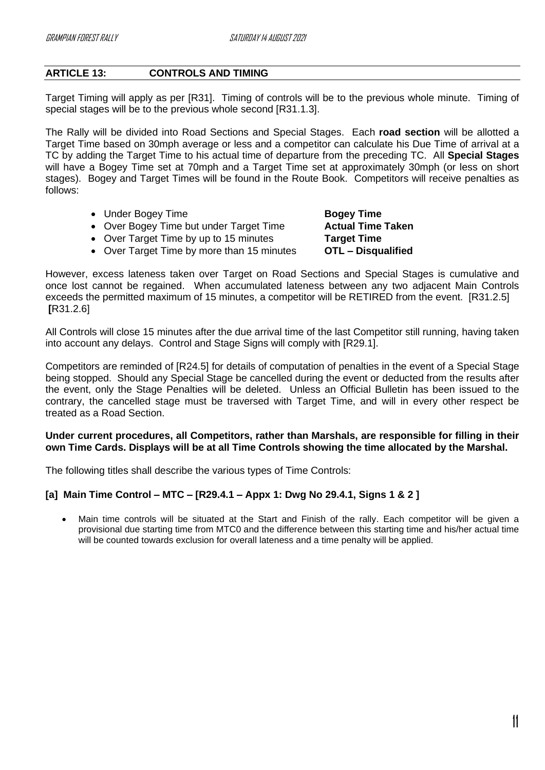## ARTICLE 13: CONTROLS AND TIMING

Target Timing will apply as per [R31]. Timing of controls will be to the previous whole minute. Timing of special stages will be to the previous whole second [R31.1.3].

The Rally will be divided into Road Sections and Special Stages. Each **road section** will be allotted a Target Time based on 30mph average or less and a competitor can calculate his Due Time of arrival at a TC by adding the Target Time to his actual time of departure from the preceding TC. All **Special Stages** will have a Bogey Time set at 70mph and a Target Time set at approximately 30mph (or less on short stages). Bogey and Target Times will be found in the Route Book. Competitors will receive penalties as follows:

- Under Bogey Time — **Bogey Time**
- Over Bogey Time but under Target Time — **Actual Time Taken**
- Over Target Time by up to 15 minutes — **Target Time**
- Over Target Time by more than 15 minutes — **OTL – Disqualified**

However, excess lateness taken over Target on Road Sections and Special Stages is cumulative and once lost cannot be regained. When accumulated lateness between any two adjacent Main Controls exceeds the permitted maximum of 15 minutes, a competitor will be RETIRED from the event. [R31.2.5] **[**R31.2.6]

All Controls will close 15 minutes after the due arrival time of the last Competitor still running, having taken into account any delays. Control and Stage Signs will comply with [R29.1].

Competitors are reminded of [R24.5] for details of computation of penalties in the event of a Special Stage being stopped. Should any Special Stage be cancelled during the event or deducted from the results after the event, only the Stage Penalties will be deleted. Unless an Official Bulletin has been issued to the contrary, the cancelled stage must be traversed with Target Time, and will in every other respect be treated as a Road Section.

**Under current procedures, all Competitors, rather than Marshals, are responsible for filling in their own Time Cards. Displays will be at all Time Controls showing the time allocated by the Marshal.**

The following titles shall describe the various types of Time Controls:

### [a] Main Time Control – MTC – [R29.4.1 – Appx 1: Dwg No 29.4.1, Signs 1 & 2 ]

- Main time controls will be situated at the Start and Finish of the rally. Each competitor will be given a provisional due starting time from MTC0 and the difference between this starting time and his/her actual time will be counted towards exclusion for overall lateness and a time penalty will be applied.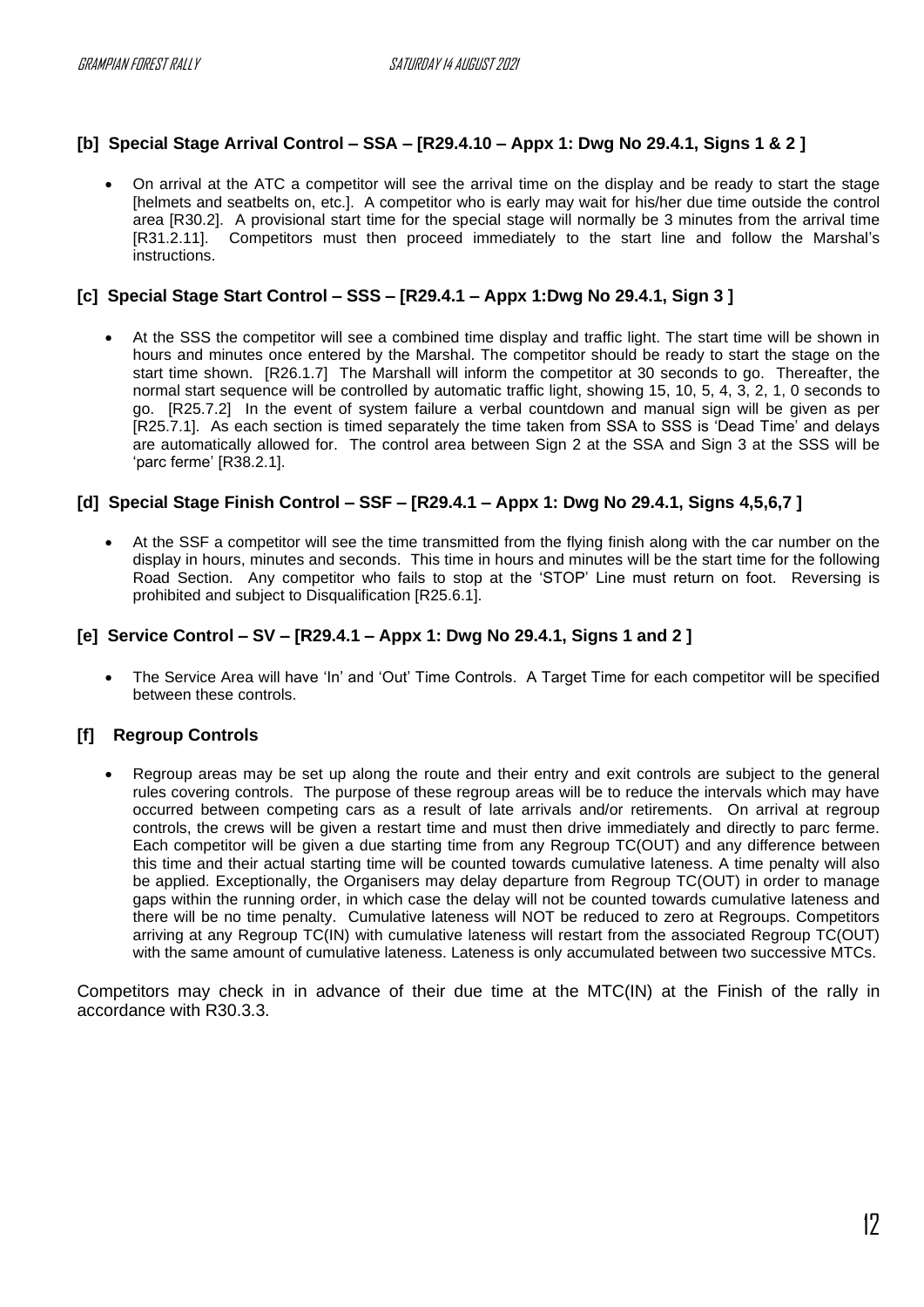### [b] Special Stage Arrival Control – SSA – [R29.4.10 – Appx 1: Dwg No 29.4.1, Signs 1 & 2 ]

- On arrival at the ATC a competitor will see the arrival time on the display and be ready to start the stage [helmets and seatbelts on, etc.]. A competitor who is early may wait for his/her due time outside the control area [R30.2]. A provisional start time for the special stage will normally be 3 minutes from the arrival time [R31.2.11]. Competitors must then proceed immediately to the start line and follow the Marshal's instructions.

### [c] Special Stage Start Control – SSS – [R29.4.1 – Appx 1:Dwg No 29.4.1, Sign 3 ]

- At the SSS the competitor will see a combined time display and traffic light. The start time will be shown in hours and minutes once entered by the Marshal. The competitor should be ready to start the stage on the start time shown. [R26.1.7] The Marshall will inform the competitor at 30 seconds to go. Thereafter, the normal start sequence will be controlled by automatic traffic light, showing 15, 10, 5, 4, 3, 2, 1, 0 seconds to go. [R25.7.2] In the event of system failure a verbal countdown and manual sign will be given as per [R25.7.1]. As each section is timed separately the time taken from SSA to SSS is 'Dead Time' and delays are automatically allowed for. The control area between Sign 2 at the SSA and Sign 3 at the SSS will be 'parc ferme' [R38.2.1].

### [d] Special Stage Finish Control – SSF – [R29.4.1 – Appx 1: Dwg No 29.4.1, Signs 4,5,6,7 ]

- At the SSF a competitor will see the time transmitted from the flying finish along with the car number on the display in hours, minutes and seconds. This time in hours and minutes will be the start time for the following Road Section. Any competitor who fails to stop at the 'STOP' Line must return on foot. Reversing is prohibited and subject to Disqualification [R25.6.1].

### [e] Service Control – SV – [R29.4.1 – Appx 1: Dwg No 29.4.1, Signs 1 and 2 ]

- The Service Area will have 'In' and 'Out' Time Controls. A Target Time for each competitor will be specified between these controls.

### [f] Regroup Controls

- Regroup areas may be set up along the route and their entry and exit controls are subject to the general rules covering controls. The purpose of these regroup areas will be to reduce the intervals which may have occurred between competing cars as a result of late arrivals and/or retirements. On arrival at regroup controls, the crews will be given a restart time and must then drive immediately and directly to parc ferme. Each competitor will be given a due starting time from any Regroup TC(OUT) and any difference between this time and their actual starting time will be counted towards cumulative lateness. A time penalty will also be applied. Exceptionally, the Organisers may delay departure from Regroup TC(OUT) in order to manage gaps within the running order, in which case the delay will not be counted towards cumulative lateness and there will be no time penalty. Cumulative lateness will NOT be reduced to zero at Regroups. Competitors arriving at any Regroup TC(IN) with cumulative lateness will restart from the associated Regroup TC(OUT) with the same amount of cumulative lateness. Lateness is only accumulated between two successive MTCs.

Competitors may check in in advance of their due time at the MTC(IN) at the Finish of the rally in accordance with R30.3.3.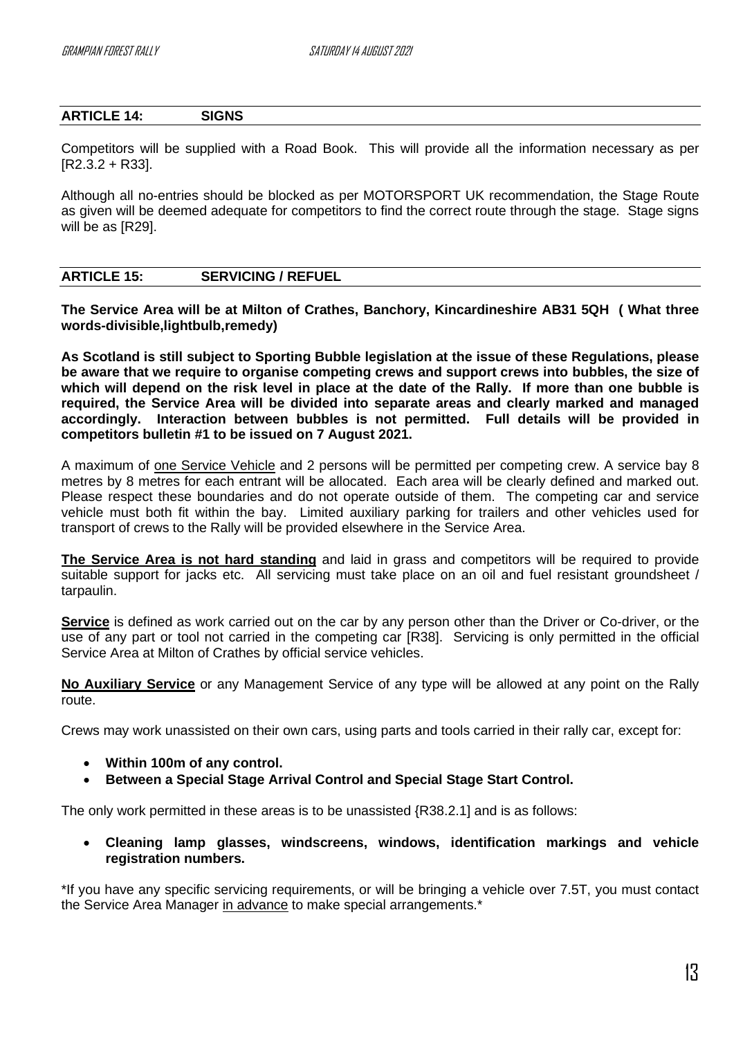## ARTICLE 14: SIGNS

Competitors will be supplied with a Road Book. This will provide all the information necessary as per [R2.3.2 + R33].

Although all no-entries should be blocked as per MOTORSPORT UK recommendation, the Stage Route as given will be deemed adequate for competitors to find the correct route through the stage. Stage signs will be as [R29].

## ARTICLE 15: SERVICING / REFUEL

**The Service Area will be at Milton of Crathes, Banchory, Kincardineshire AB31 5QH ( What three words-divisible,lightbulb,remedy)**

**As Scotland is still subject to Sporting Bubble legislation at the issue of these Regulations, please be aware that we require to organise competing crews and support crews into bubbles, the size of which will depend on the risk level in place at the date of the Rally. If more than one bubble is required, the Service Area will be divided into separate areas and clearly marked and managed accordingly. Interaction between bubbles is not permitted. Full details will be provided in competitors bulletin #1 to be issued on 7 August 2021.**

A maximum of one Service Vehicle and 2 persons will be permitted per competing crew. A service bay 8 metres by 8 metres for each entrant will be allocated. Each area will be clearly defined and marked out. Please respect these boundaries and do not operate outside of them. The competing car and service vehicle must both fit within the bay. Limited auxiliary parking for trailers and other vehicles used for transport of crews to the Rally will be provided elsewhere in the Service Area.

**The Service Area is not hard standing** and laid in grass and competitors will be required to provide suitable support for jacks etc. All servicing must take place on an oil and fuel resistant groundsheet / tarpaulin.

**Service** is defined as work carried out on the car by any person other than the Driver or Co-driver, or the use of any part or tool not carried in the competing car [R38]. Servicing is only permitted in the official Service Area at Milton of Crathes by official service vehicles.

**No Auxiliary Service** or any Management Service of any type will be allowed at any point on the Rally route.

Crews may work unassisted on their own cars, using parts and tools carried in their rally car, except for:

- **Within 100m of any control.**
- **Between a Special Stage Arrival Control and Special Stage Start Control.**

The only work permitted in these areas is to be unassisted {R38.2.1] and is as follows:

- **Cleaning lamp glasses, windscreens, windows, identification markings and vehicle registration numbers.**

*If you have any specific servicing requirements, or will be bringing a vehicle over 7.5T, you must contact the Service Area Manager in advance to make special arrangements.*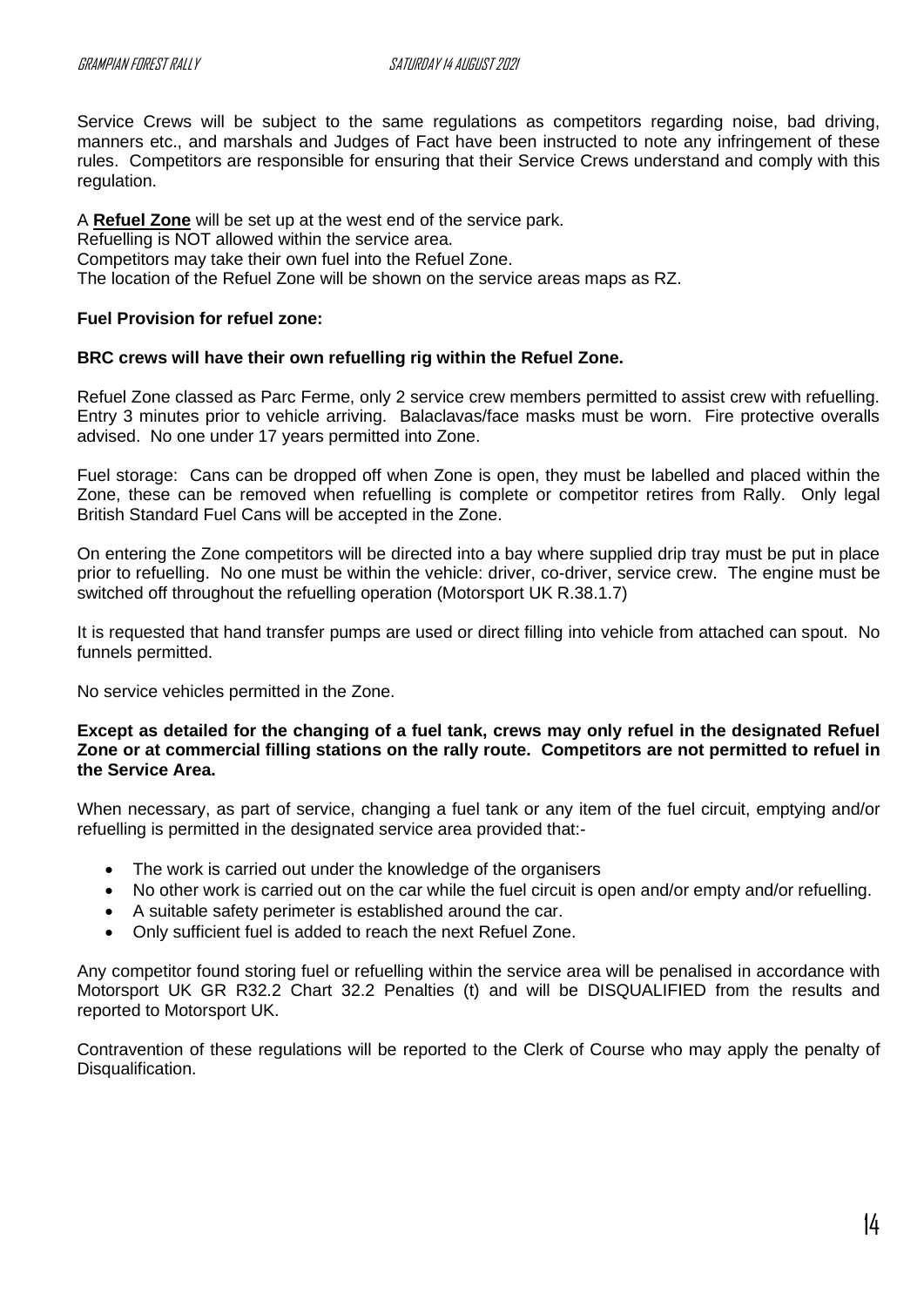Service Crews will be subject to the same regulations as competitors regarding noise, bad driving, manners etc., and marshals and Judges of Fact have been instructed to note any infringement of these rules. Competitors are responsible for ensuring that their Service Crews understand and comply with this regulation.

A **Refuel Zone** will be set up at the west end of the service park.
Refuelling is NOT allowed within the service area.
Competitors may take their own fuel into the Refuel Zone.
The location of the Refuel Zone will be shown on the service areas maps as RZ.

**Fuel Provision for refuel zone:**

**BRC crews will have their own refuelling rig within the Refuel Zone.**

Refuel Zone classed as Parc Ferme, only 2 service crew members permitted to assist crew with refuelling. Entry 3 minutes prior to vehicle arriving. Balaclavas/face masks must be worn. Fire protective overalls advised. No one under 17 years permitted into Zone.

Fuel storage: Cans can be dropped off when Zone is open, they must be labelled and placed within the Zone, these can be removed when refuelling is complete or competitor retires from Rally. Only legal British Standard Fuel Cans will be accepted in the Zone.

On entering the Zone competitors will be directed into a bay where supplied drip tray must be put in place prior to refuelling. No one must be within the vehicle: driver, co-driver, service crew. The engine must be switched off throughout the refuelling operation (Motorsport UK R.38.1.7)

It is requested that hand transfer pumps are used or direct filling into vehicle from attached can spout. No funnels permitted.

No service vehicles permitted in the Zone.

**Except as detailed for the changing of a fuel tank, crews may only refuel in the designated Refuel Zone or at commercial filling stations on the rally route. Competitors are not permitted to refuel in the Service Area.**

When necessary, as part of service, changing a fuel tank or any item of the fuel circuit, emptying and/or refuelling is permitted in the designated service area provided that:-

- The work is carried out under the knowledge of the organisers
- No other work is carried out on the car while the fuel circuit is open and/or empty and/or refuelling.
- A suitable safety perimeter is established around the car.
- Only sufficient fuel is added to reach the next Refuel Zone.

Any competitor found storing fuel or refuelling within the service area will be penalised in accordance with Motorsport UK GR R32.2 Chart 32.2 Penalties (t) and will be DISQUALIFIED from the results and reported to Motorsport UK.

Contravention of these regulations will be reported to the Clerk of Course who may apply the penalty of Disqualification.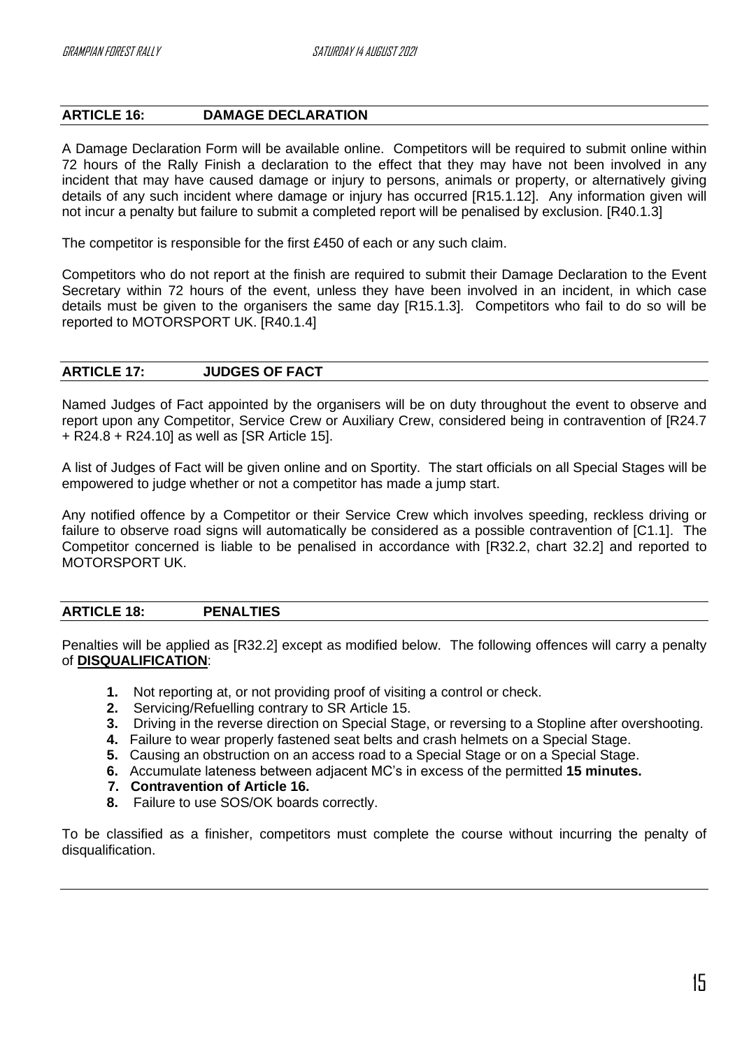## ARTICLE 16: DAMAGE DECLARATION

A Damage Declaration Form will be available online. Competitors will be required to submit online within 72 hours of the Rally Finish a declaration to the effect that they may have not been involved in any incident that may have caused damage or injury to persons, animals or property, or alternatively giving details of any such incident where damage or injury has occurred [R15.1.12]. Any information given will not incur a penalty but failure to submit a completed report will be penalised by exclusion. [R40.1.3]

The competitor is responsible for the first £450 of each or any such claim.

Competitors who do not report at the finish are required to submit their Damage Declaration to the Event Secretary within 72 hours of the event, unless they have been involved in an incident, in which case details must be given to the organisers the same day [R15.1.3]. Competitors who fail to do so will be reported to MOTORSPORT UK. [R40.1.4]

## ARTICLE 17: JUDGES OF FACT

Named Judges of Fact appointed by the organisers will be on duty throughout the event to observe and report upon any Competitor, Service Crew or Auxiliary Crew, considered being in contravention of [R24.7 + R24.8 + R24.10] as well as [SR Article 15].

A list of Judges of Fact will be given online and on Sportity. The start officials on all Special Stages will be empowered to judge whether or not a competitor has made a jump start.

Any notified offence by a Competitor or their Service Crew which involves speeding, reckless driving or failure to observe road signs will automatically be considered as a possible contravention of [C1.1]. The Competitor concerned is liable to be penalised in accordance with [R32.2, chart 32.2] and reported to MOTORSPORT UK.

## ARTICLE 18: PENALTIES

Penalties will be applied as [R32.2] except as modified below. The following offences will carry a penalty of **DISQUALIFICATION**:

1. Not reporting at, or not providing proof of visiting a control or check.
2. Servicing/Refuelling contrary to SR Article 15.
3. Driving in the reverse direction on Special Stage, or reversing to a Stopline after overshooting.
4. Failure to wear properly fastened seat belts and crash helmets on a Special Stage.
5. Causing an obstruction on an access road to a Special Stage or on a Special Stage.
6. Accumulate lateness between adjacent MC's in excess of the permitted **15 minutes.**
7. **Contravention of Article 16.**
8. Failure to use SOS/OK boards correctly.

To be classified as a finisher, competitors must complete the course without incurring the penalty of disqualification.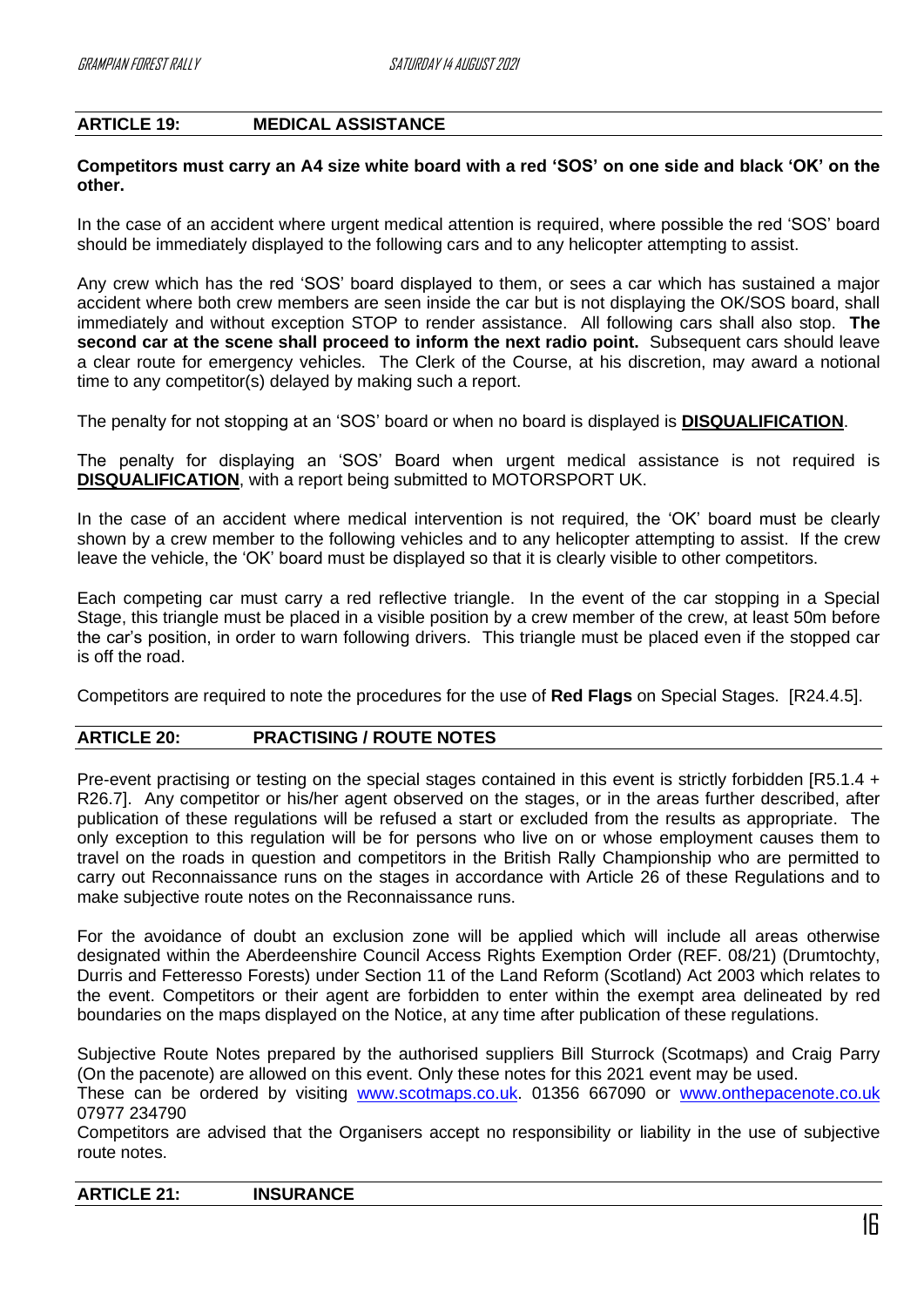## ARTICLE 19: MEDICAL ASSISTANCE

**Competitors must carry an A4 size white board with a red 'SOS' on one side and black 'OK' on the other.**

In the case of an accident where urgent medical attention is required, where possible the red 'SOS' board should be immediately displayed to the following cars and to any helicopter attempting to assist.

Any crew which has the red 'SOS' board displayed to them, or sees a car which has sustained a major accident where both crew members are seen inside the car but is not displaying the OK/SOS board, shall immediately and without exception STOP to render assistance. All following cars shall also stop. **The second car at the scene shall proceed to inform the next radio point.** Subsequent cars should leave a clear route for emergency vehicles. The Clerk of the Course, at his discretion, may award a notional time to any competitor(s) delayed by making such a report.

The penalty for not stopping at an 'SOS' board or when no board is displayed is **DISQUALIFICATION**.

The penalty for displaying an 'SOS' Board when urgent medical assistance is not required is **DISQUALIFICATION**, with a report being submitted to MOTORSPORT UK.

In the case of an accident where medical intervention is not required, the 'OK' board must be clearly shown by a crew member to the following vehicles and to any helicopter attempting to assist. If the crew leave the vehicle, the 'OK' board must be displayed so that it is clearly visible to other competitors.

Each competing car must carry a red reflective triangle. In the event of the car stopping in a Special Stage, this triangle must be placed in a visible position by a crew member of the crew, at least 50m before the car's position, in order to warn following drivers. This triangle must be placed even if the stopped car is off the road.

Competitors are required to note the procedures for the use of **Red Flags** on Special Stages. [R24.4.5].

## ARTICLE 20: PRACTISING / ROUTE NOTES

Pre-event practising or testing on the special stages contained in this event is strictly forbidden [R5.1.4 + R26.7]. Any competitor or his/her agent observed on the stages, or in the areas further described, after publication of these regulations will be refused a start or excluded from the results as appropriate. The only exception to this regulation will be for persons who live on or whose employment causes them to travel on the roads in question and competitors in the British Rally Championship who are permitted to carry out Reconnaissance runs on the stages in accordance with Article 26 of these Regulations and to make subjective route notes on the Reconnaissance runs.

For the avoidance of doubt an exclusion zone will be applied which will include all areas otherwise designated within the Aberdeenshire Council Access Rights Exemption Order (REF. 08/21) (Drumtochty, Durris and Fetteresso Forests) under Section 11 of the Land Reform (Scotland) Act 2003 which relates to the event. Competitors or their agent are forbidden to enter within the exempt area delineated by red boundaries on the maps displayed on the Notice, at any time after publication of these regulations.

Subjective Route Notes prepared by the authorised suppliers Bill Sturrock (Scotmaps) and Craig Parry (On the pacenote) are allowed on this event. Only these notes for this 2021 event may be used.
These can be ordered by visiting www.scotmaps.co.uk. 01356 667090 or www.onthepacenote.co.uk 07977 234790
Competitors are advised that the Organisers accept no responsibility or liability in the use of subjective route notes.

## ARTICLE 21: INSURANCE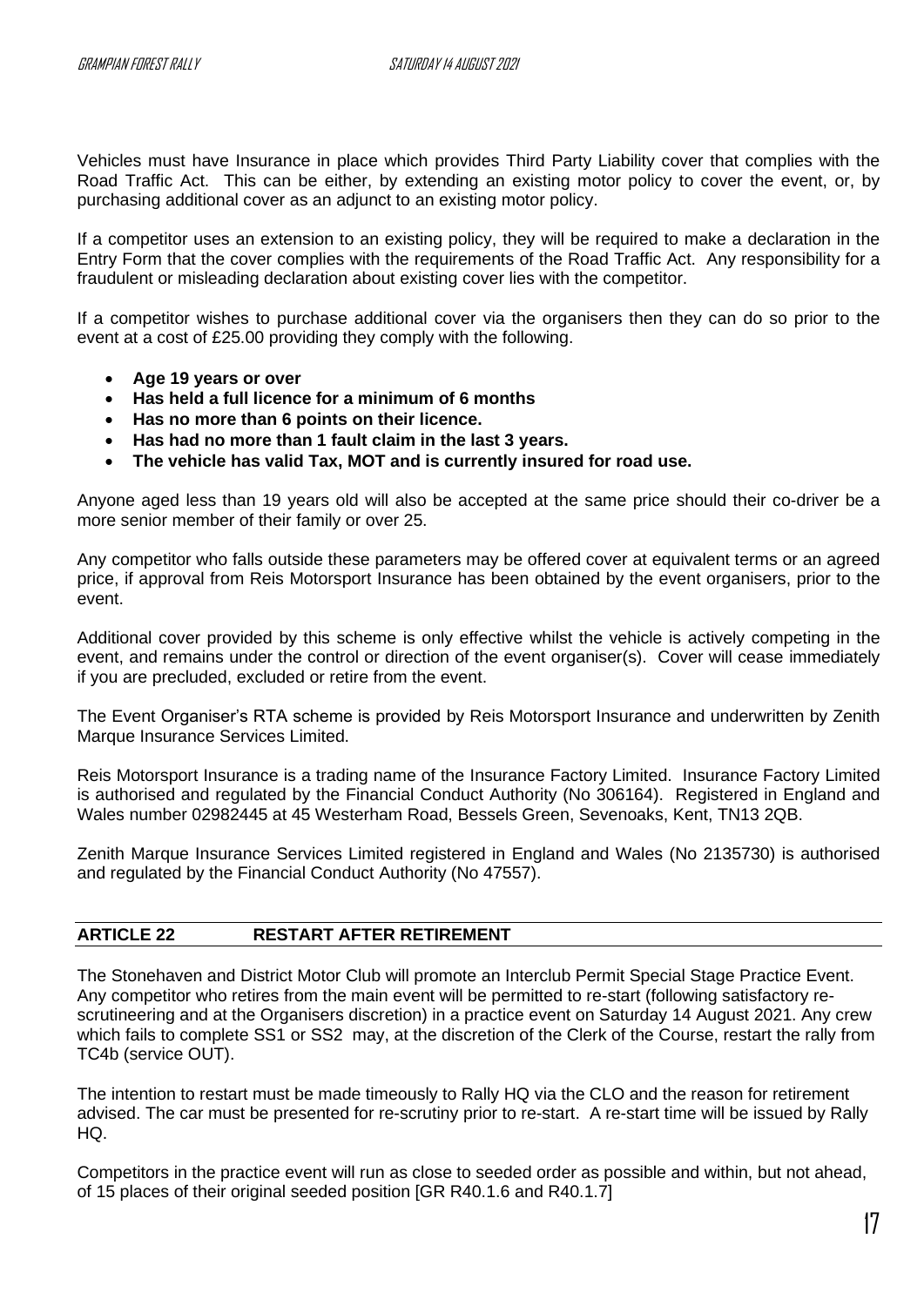Vehicles must have Insurance in place which provides Third Party Liability cover that complies with the Road Traffic Act. This can be either, by extending an existing motor policy to cover the event, or, by purchasing additional cover as an adjunct to an existing motor policy.

If a competitor uses an extension to an existing policy, they will be required to make a declaration in the Entry Form that the cover complies with the requirements of the Road Traffic Act. Any responsibility for a fraudulent or misleading declaration about existing cover lies with the competitor.

If a competitor wishes to purchase additional cover via the organisers then they can do so prior to the event at a cost of £25.00 providing they comply with the following.

- **Age 19 years or over**
- **Has held a full licence for a minimum of 6 months**
- **Has no more than 6 points on their licence.**
- **Has had no more than 1 fault claim in the last 3 years.**
- **The vehicle has valid Tax, MOT and is currently insured for road use.**

Anyone aged less than 19 years old will also be accepted at the same price should their co-driver be a more senior member of their family or over 25.

Any competitor who falls outside these parameters may be offered cover at equivalent terms or an agreed price, if approval from Reis Motorsport Insurance has been obtained by the event organisers, prior to the event.

Additional cover provided by this scheme is only effective whilst the vehicle is actively competing in the event, and remains under the control or direction of the event organiser(s). Cover will cease immediately if you are precluded, excluded or retire from the event.

The Event Organiser's RTA scheme is provided by Reis Motorsport Insurance and underwritten by Zenith Marque Insurance Services Limited.

Reis Motorsport Insurance is a trading name of the Insurance Factory Limited. Insurance Factory Limited is authorised and regulated by the Financial Conduct Authority (No 306164). Registered in England and Wales number 02982445 at 45 Westerham Road, Bessels Green, Sevenoaks, Kent, TN13 2QB.

Zenith Marque Insurance Services Limited registered in England and Wales (No 2135730) is authorised and regulated by the Financial Conduct Authority (No 47557).

## ARTICLE 22 RESTART AFTER RETIREMENT

The Stonehaven and District Motor Club will promote an Interclub Permit Special Stage Practice Event. Any competitor who retires from the main event will be permitted to re-start (following satisfactory re-scrutineering and at the Organisers discretion) in a practice event on Saturday 14 August 2021. Any crew which fails to complete SS1 or SS2 may, at the discretion of the Clerk of the Course, restart the rally from TC4b (service OUT).

The intention to restart must be made timeously to Rally HQ via the CLO and the reason for retirement advised. The car must be presented for re-scrutiny prior to re-start. A re-start time will be issued by Rally HQ.

Competitors in the practice event will run as close to seeded order as possible and within, but not ahead, of 15 places of their original seeded position [GR R40.1.6 and R40.1.7]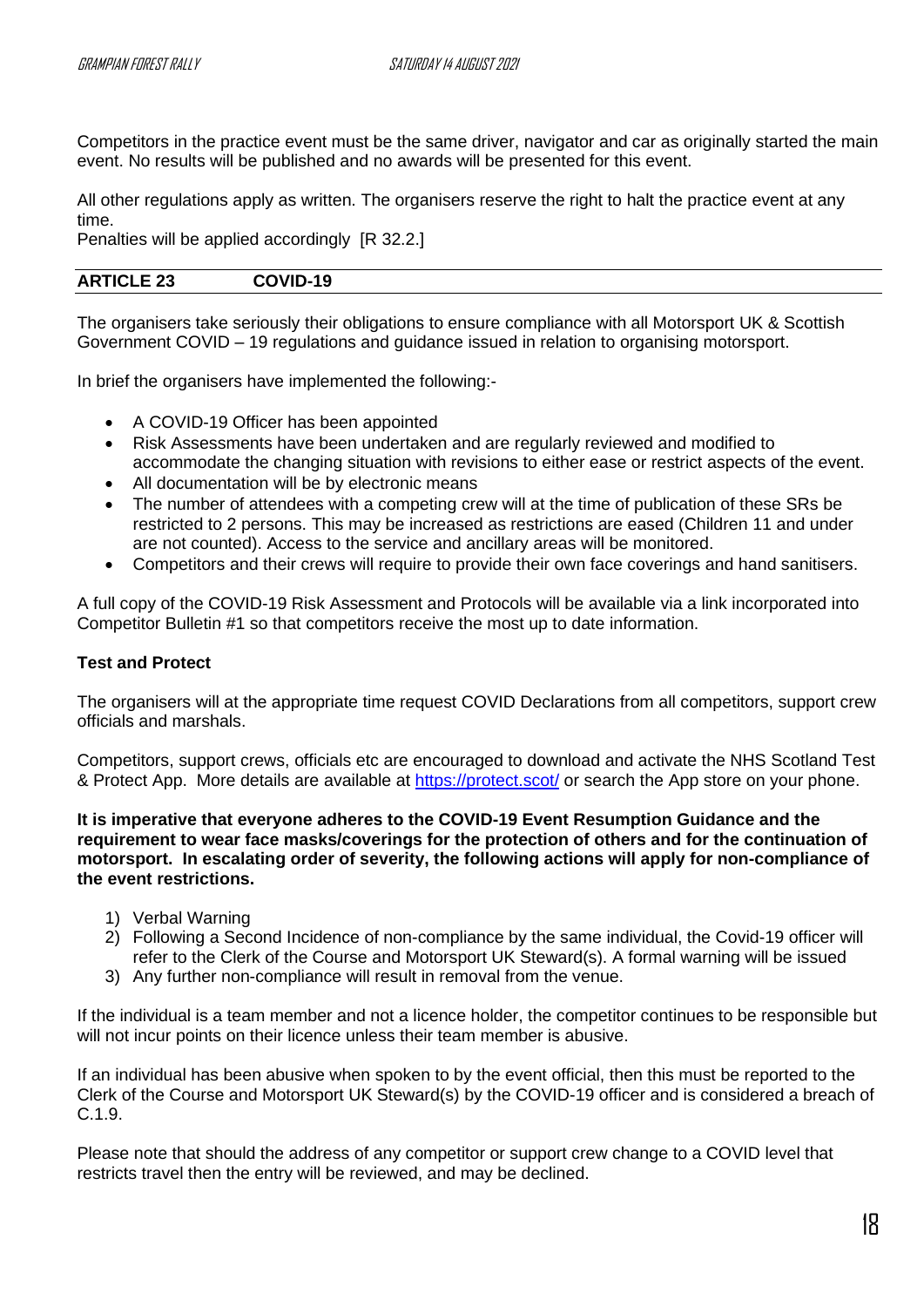Competitors in the practice event must be the same driver, navigator and car as originally started the main event. No results will be published and no awards will be presented for this event.

All other regulations apply as written. The organisers reserve the right to halt the practice event at any time.
Penalties will be applied accordingly [R 32.2.]

## ARTICLE 23 COVID-19

The organisers take seriously their obligations to ensure compliance with all Motorsport UK & Scottish Government COVID – 19 regulations and guidance issued in relation to organising motorsport.

In brief the organisers have implemented the following:-

- A COVID-19 Officer has been appointed
- Risk Assessments have been undertaken and are regularly reviewed and modified to accommodate the changing situation with revisions to either ease or restrict aspects of the event.
- All documentation will be by electronic means
- The number of attendees with a competing crew will at the time of publication of these SRs be restricted to 2 persons. This may be increased as restrictions are eased (Children 11 and under are not counted). Access to the service and ancillary areas will be monitored.
- Competitors and their crews will require to provide their own face coverings and hand sanitisers.

A full copy of the COVID-19 Risk Assessment and Protocols will be available via a link incorporated into Competitor Bulletin #1 so that competitors receive the most up to date information.

**Test and Protect**

The organisers will at the appropriate time request COVID Declarations from all competitors, support crew officials and marshals.

Competitors, support crews, officials etc are encouraged to download and activate the NHS Scotland Test & Protect App. More details are available at https://protect.scot/ or search the App store on your phone.

**It is imperative that everyone adheres to the COVID-19 Event Resumption Guidance and the requirement to wear face masks/coverings for the protection of others and for the continuation of motorsport. In escalating order of severity, the following actions will apply for non-compliance of the event restrictions.**

1) Verbal Warning
2) Following a Second Incidence of non-compliance by the same individual, the Covid-19 officer will refer to the Clerk of the Course and Motorsport UK Steward(s). A formal warning will be issued
3) Any further non-compliance will result in removal from the venue.

If the individual is a team member and not a licence holder, the competitor continues to be responsible but will not incur points on their licence unless their team member is abusive.

If an individual has been abusive when spoken to by the event official, then this must be reported to the Clerk of the Course and Motorsport UK Steward(s) by the COVID-19 officer and is considered a breach of C.1.9.

Please note that should the address of any competitor or support crew change to a COVID level that restricts travel then the entry will be reviewed, and may be declined.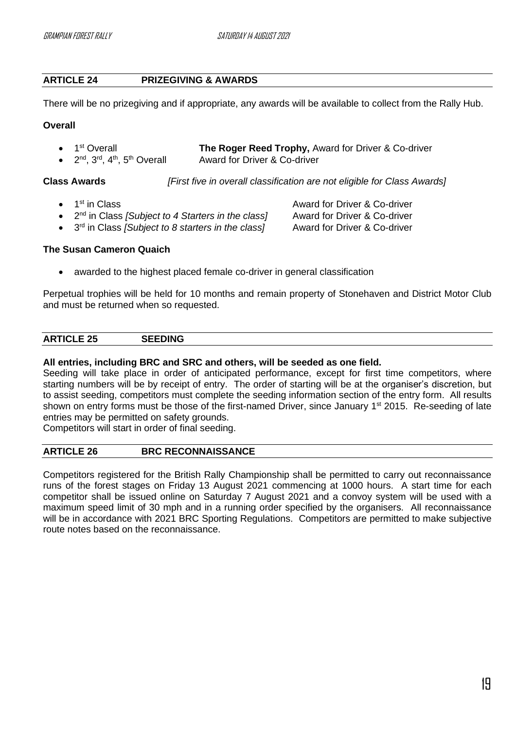## ARTICLE 24 PRIZEGIVING & AWARDS

There will be no prizegiving and if appropriate, any awards will be available to collect from the Rally Hub.

**Overall**

- 1st Overall — **The Roger Reed Trophy,** Award for Driver & Co-driver
- 2nd, 3rd, 4th, 5th Overall — Award for Driver & Co-driver

**Class Awards** *[First five in overall classification are not eligible for Class Awards]*

- 1st in Class — Award for Driver & Co-driver
- 2nd in Class *[Subject to 4 Starters in the class]* — Award for Driver & Co-driver
- 3rd in Class *[Subject to 8 starters in the class]* — Award for Driver & Co-driver

**The Susan Cameron Quaich**

- awarded to the highest placed female co-driver in general classification

Perpetual trophies will be held for 10 months and remain property of Stonehaven and District Motor Club and must be returned when so requested.

## ARTICLE 25 SEEDING

**All entries, including BRC and SRC and others, will be seeded as one field.**

Seeding will take place in order of anticipated performance, except for first time competitors, where starting numbers will be by receipt of entry. The order of starting will be at the organiser's discretion, but to assist seeding, competitors must complete the seeding information section of the entry form. All results shown on entry forms must be those of the first-named Driver, since January 1st 2015. Re-seeding of late entries may be permitted on safety grounds.

Competitors will start in order of final seeding.

## ARTICLE 26 BRC RECONNAISSANCE

Competitors registered for the British Rally Championship shall be permitted to carry out reconnaissance runs of the forest stages on Friday 13 August 2021 commencing at 1000 hours. A start time for each competitor shall be issued online on Saturday 7 August 2021 and a convoy system will be used with a maximum speed limit of 30 mph and in a running order specified by the organisers. All reconnaissance will be in accordance with 2021 BRC Sporting Regulations. Competitors are permitted to make subjective route notes based on the reconnaissance.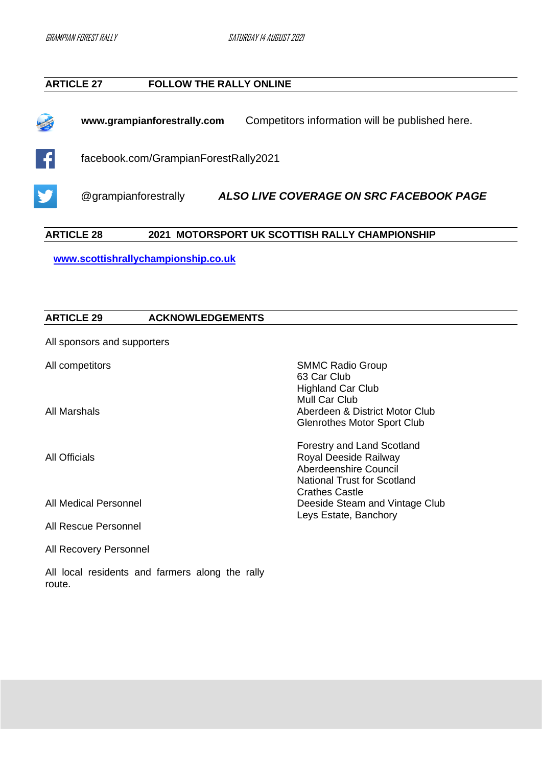## ARTICLE 27 FOLLOW THE RALLY ONLINE

**www.grampianforestrally.com** Competitors information will be published here.

facebook.com/GrampianForestRally2021

@grampianforestrally ***ALSO LIVE COVERAGE ON SRC FACEBOOK PAGE***

## ARTICLE 28 2021 MOTORSPORT UK SCOTTISH RALLY CHAMPIONSHIP

**www.scottishrallychampionship.co.uk**

## ARTICLE 29 ACKNOWLEDGEMENTS

All sponsors and supporters

All competitors

All Marshals

All Officials

All Medical Personnel

All Rescue Personnel

All Recovery Personnel

All local residents and farmers along the rally route.

SMMC Radio Group
63 Car Club
Highland Car Club
Mull Car Club
Aberdeen & District Motor Club
Glenrothes Motor Sport Club

Forestry and Land Scotland
Royal Deeside Railway
Aberdeenshire Council
National Trust for Scotland
Crathes Castle
Deeside Steam and Vintage Club
Leys Estate, Banchory